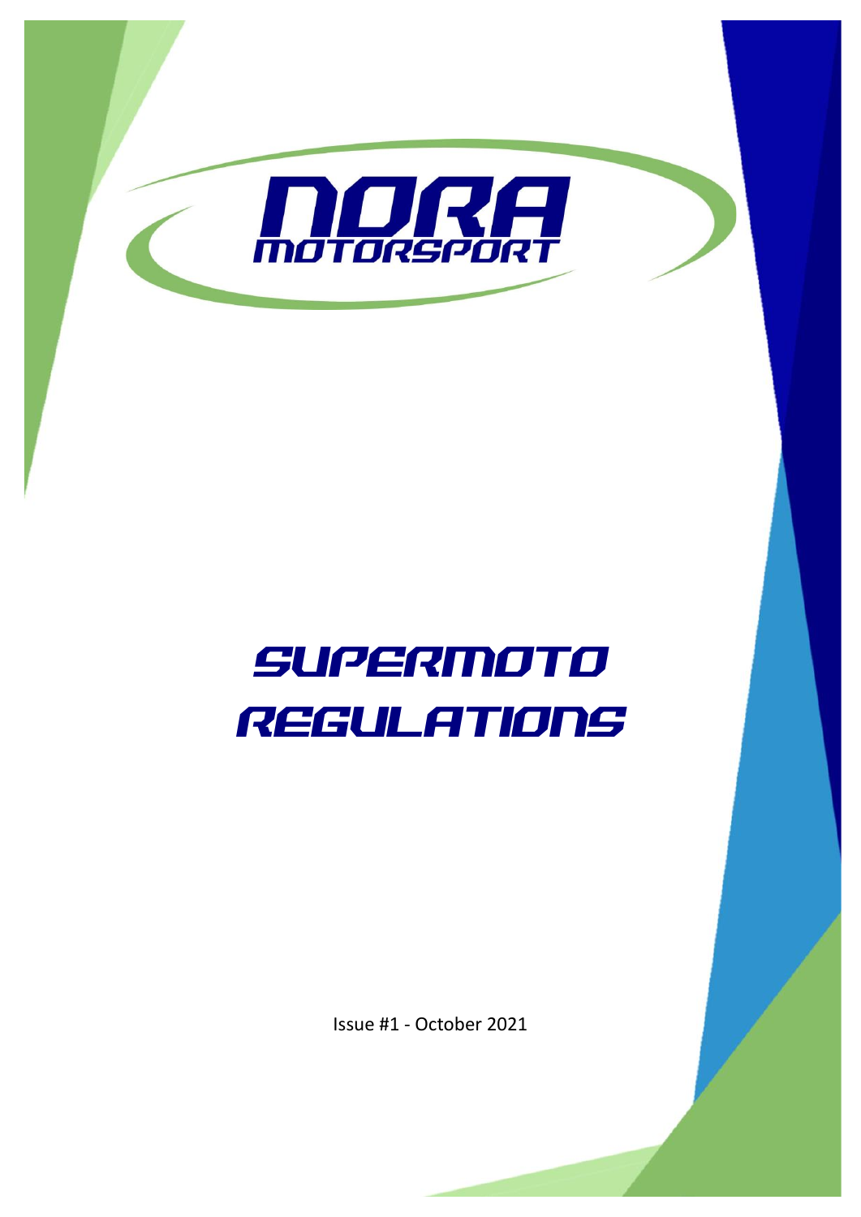# NORA MOTORSPORT

# SUPERMOTO REGULATIONS

Issue #1 - October 2021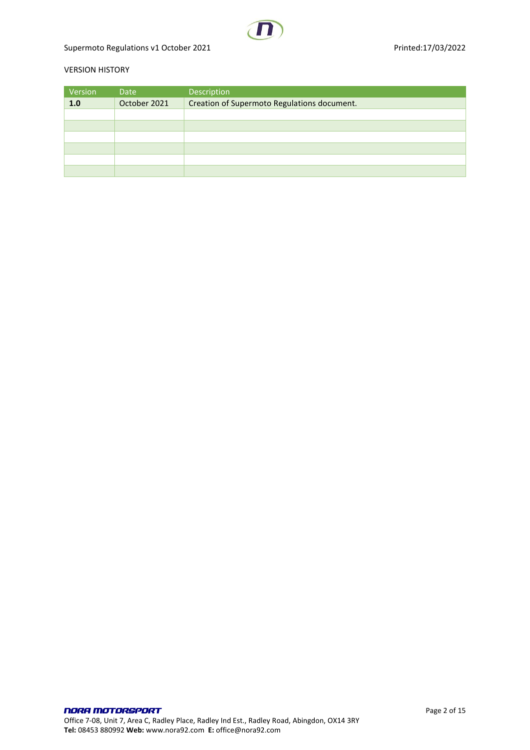VERSION HISTORY

| Version | Date | Description |
|---|---|---|
| **1.0** | October 2021 | Creation of Supermoto Regulations document. |
| | | |
| | | |
| | | |
| | | |
| | | |
| | | |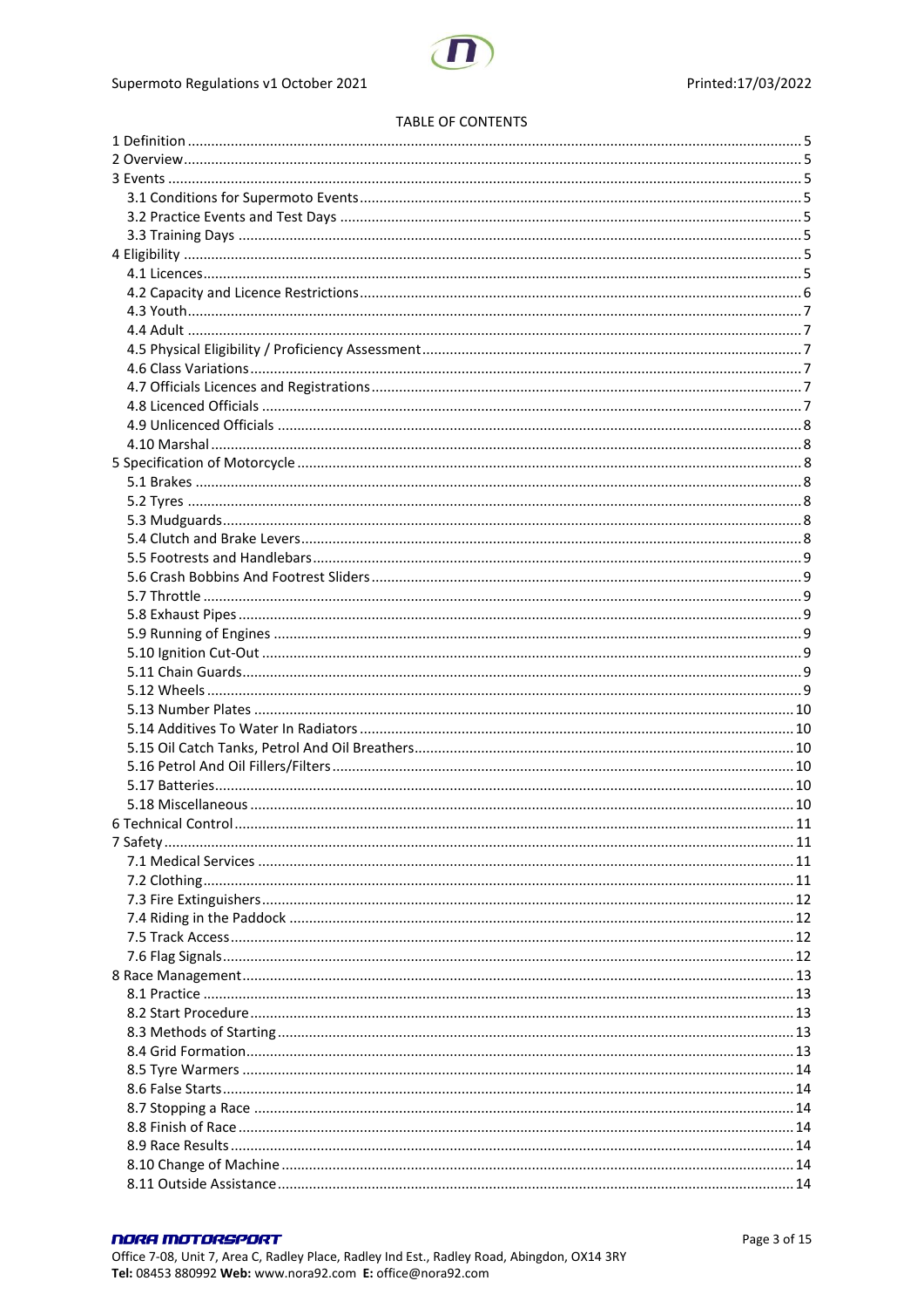TABLE OF CONTENTS

- 1 Definition ..... 5
- 2 Overview ..... 5
- 3 Events ..... 5
  - 3.1 Conditions for Supermoto Events ..... 5
  - 3.2 Practice Events and Test Days ..... 5
  - 3.3 Training Days ..... 5
- 4 Eligibility ..... 5
  - 4.1 Licences ..... 5
  - 4.2 Capacity and Licence Restrictions ..... 6
  - 4.3 Youth ..... 7
  - 4.4 Adult ..... 7
  - 4.5 Physical Eligibility / Proficiency Assessment ..... 7
  - 4.6 Class Variations ..... 7
  - 4.7 Officials Licences and Registrations ..... 7
  - 4.8 Licenced Officials ..... 7
  - 4.9 Unlicenced Officials ..... 8
  - 4.10 Marshal ..... 8
- 5 Specification of Motorcycle ..... 8
  - 5.1 Brakes ..... 8
  - 5.2 Tyres ..... 8
  - 5.3 Mudguards ..... 8
  - 5.4 Clutch and Brake Levers ..... 8
  - 5.5 Footrests and Handlebars ..... 9
  - 5.6 Crash Bobbins And Footrest Sliders ..... 9
  - 5.7 Throttle ..... 9
  - 5.8 Exhaust Pipes ..... 9
  - 5.9 Running of Engines ..... 9
  - 5.10 Ignition Cut-Out ..... 9
  - 5.11 Chain Guards ..... 9
  - 5.12 Wheels ..... 9
  - 5.13 Number Plates ..... 10
  - 5.14 Additives To Water In Radiators ..... 10
  - 5.15 Oil Catch Tanks, Petrol And Oil Breathers ..... 10
  - 5.16 Petrol And Oil Fillers/Filters ..... 10
  - 5.17 Batteries ..... 10
  - 5.18 Miscellaneous ..... 10
- 6 Technical Control ..... 11
- 7 Safety ..... 11
  - 7.1 Medical Services ..... 11
  - 7.2 Clothing ..... 11
  - 7.3 Fire Extinguishers ..... 12
  - 7.4 Riding in the Paddock ..... 12
  - 7.5 Track Access ..... 12
  - 7.6 Flag Signals ..... 12
- 8 Race Management ..... 13
  - 8.1 Practice ..... 13
  - 8.2 Start Procedure ..... 13
  - 8.3 Methods of Starting ..... 13
  - 8.4 Grid Formation ..... 13
  - 8.5 Tyre Warmers ..... 14
  - 8.6 False Starts ..... 14
  - 8.7 Stopping a Race ..... 14
  - 8.8 Finish of Race ..... 14
  - 8.9 Race Results ..... 14
  - 8.10 Change of Machine ..... 14
  - 8.11 Outside Assistance ..... 14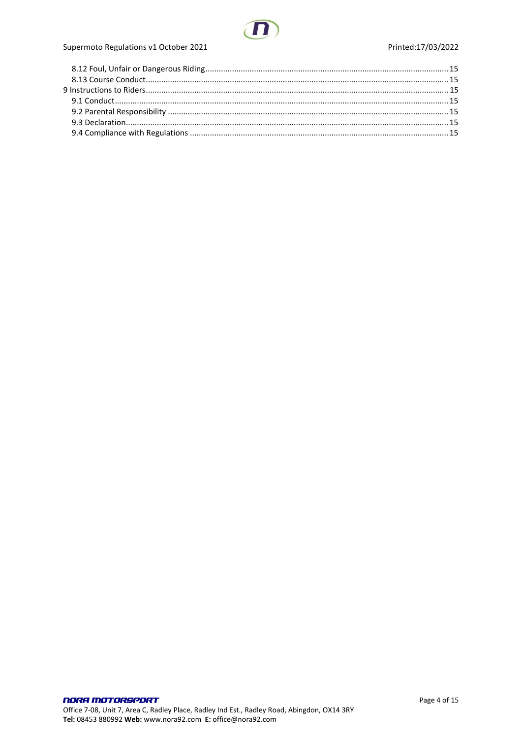- 8.12 Foul, Unfair or Dangerous Riding ..... 15
- 8.13 Course Conduct ..... 15

9 Instructions to Riders ..... 15

- 9.1 Conduct ..... 15
- 9.2 Parental Responsibility ..... 15
- 9.3 Declaration ..... 15
- 9.4 Compliance with Regulations ..... 15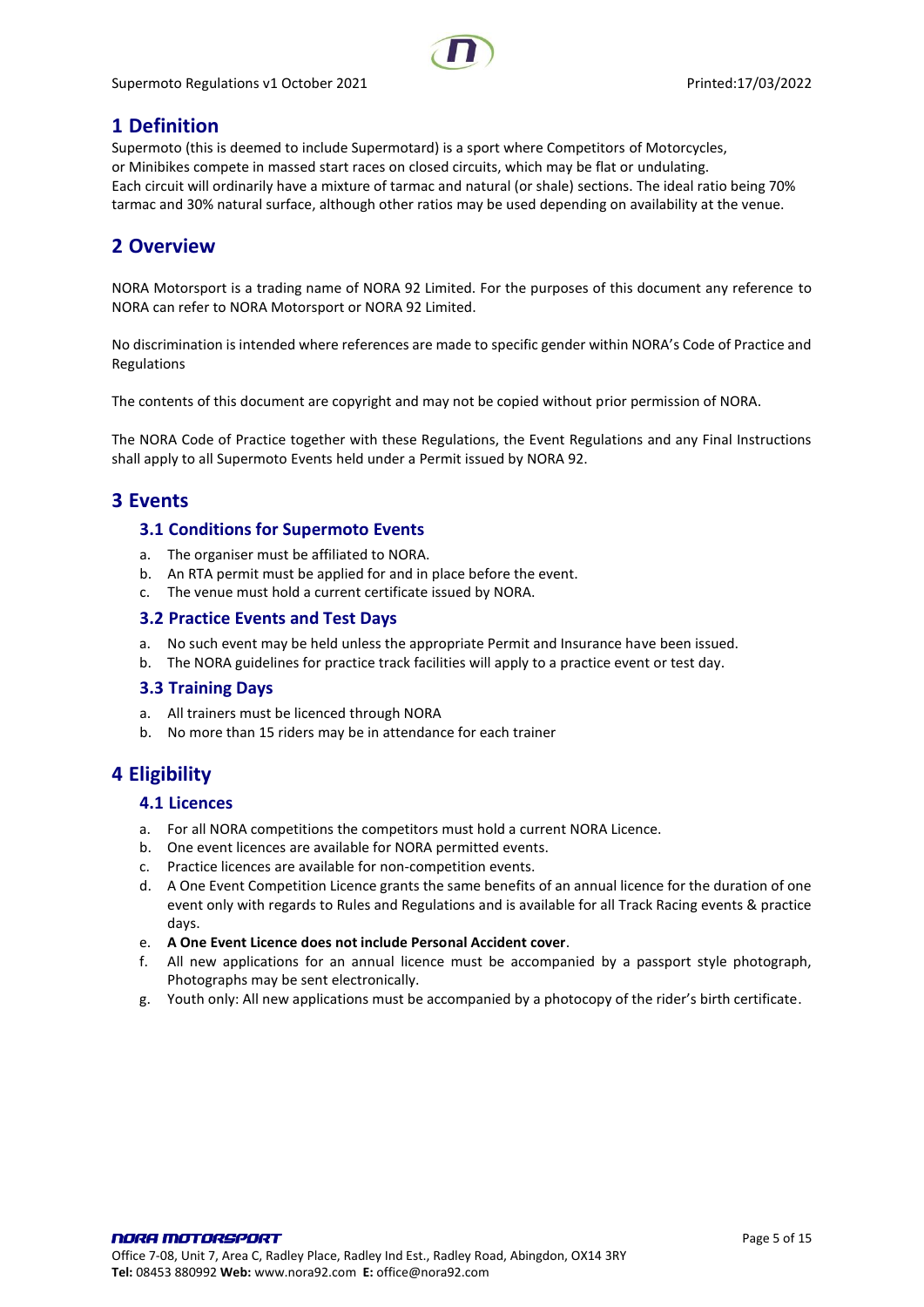# 1 Definition

Supermoto (this is deemed to include Supermotard) is a sport where Competitors of Motorcycles, or Minibikes compete in massed start races on closed circuits, which may be flat or undulating. Each circuit will ordinarily have a mixture of tarmac and natural (or shale) sections. The ideal ratio being 70% tarmac and 30% natural surface, although other ratios may be used depending on availability at the venue.

# 2 Overview

NORA Motorsport is a trading name of NORA 92 Limited. For the purposes of this document any reference to NORA can refer to NORA Motorsport or NORA 92 Limited.

No discrimination is intended where references are made to specific gender within NORA's Code of Practice and Regulations

The contents of this document are copyright and may not be copied without prior permission of NORA.

The NORA Code of Practice together with these Regulations, the Event Regulations and any Final Instructions shall apply to all Supermoto Events held under a Permit issued by NORA 92.

# 3 Events

## 3.1 Conditions for Supermoto Events

a. The organiser must be affiliated to NORA.
b. An RTA permit must be applied for and in place before the event.
c. The venue must hold a current certificate issued by NORA.

## 3.2 Practice Events and Test Days

a. No such event may be held unless the appropriate Permit and Insurance have been issued.
b. The NORA guidelines for practice track facilities will apply to a practice event or test day.

## 3.3 Training Days

a. All trainers must be licenced through NORA
b. No more than 15 riders may be in attendance for each trainer

# 4 Eligibility

## 4.1 Licences

a. For all NORA competitions the competitors must hold a current NORA Licence.
b. One event licences are available for NORA permitted events.
c. Practice licences are available for non-competition events.
d. A One Event Competition Licence grants the same benefits of an annual licence for the duration of one event only with regards to Rules and Regulations and is available for all Track Racing events & practice days.
e. **A One Event Licence does not include Personal Accident cover**.
f. All new applications for an annual licence must be accompanied by a passport style photograph, Photographs may be sent electronically.
g. Youth only: All new applications must be accompanied by a photocopy of the rider's birth certificate.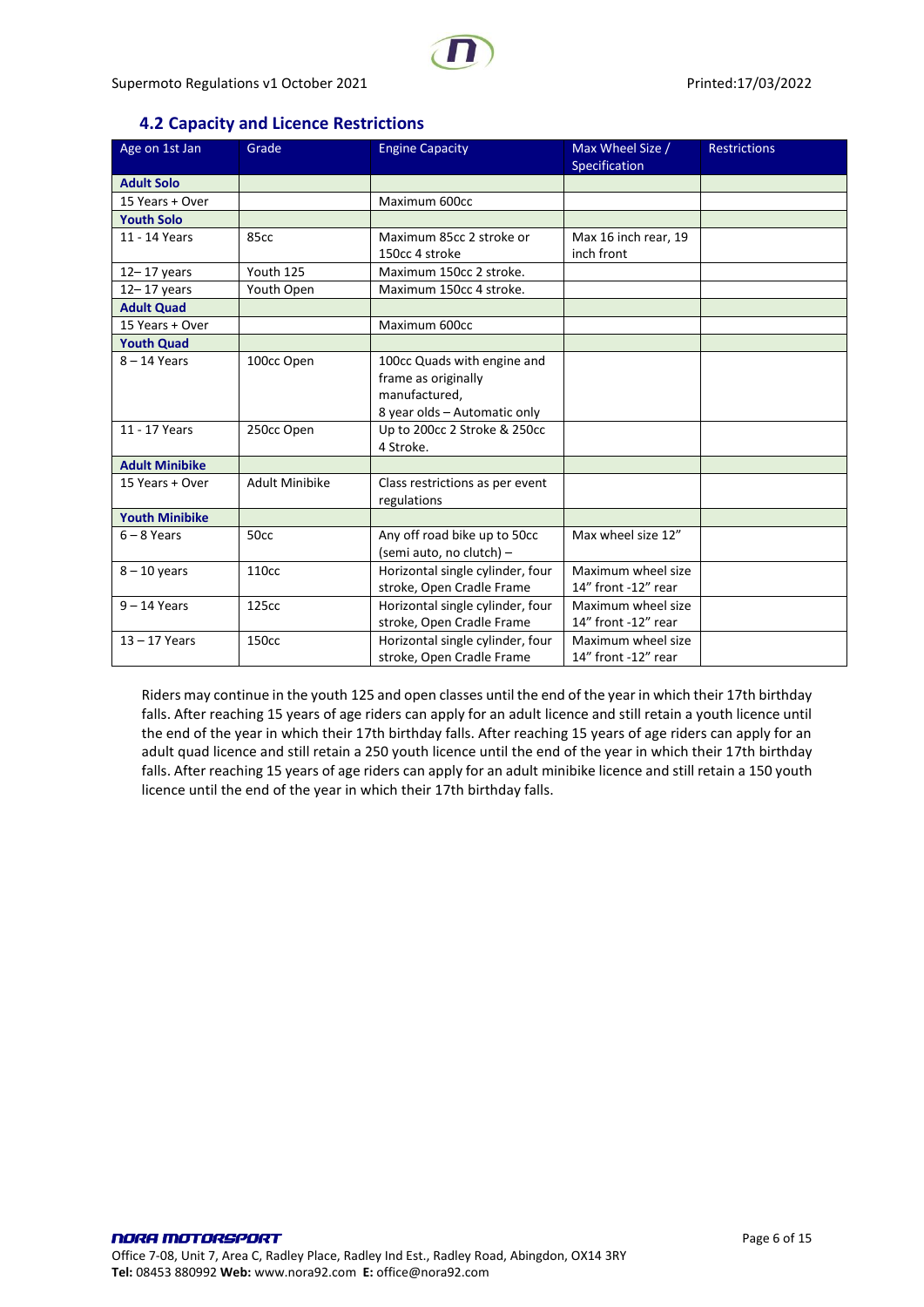### 4.2 Capacity and Licence Restrictions

| Age on 1st Jan | Grade | Engine Capacity | Max Wheel Size / Specification | Restrictions |
|---|---|---|---|---|
| **Adult Solo** | | | | |
| 15 Years + Over | | Maximum 600cc | | |
| **Youth Solo** | | | | |
| 11 - 14 Years | 85cc | Maximum 85cc 2 stroke or 150cc 4 stroke | Max 16 inch rear, 19 inch front | |
| 12– 17 years | Youth 125 | Maximum 150cc 2 stroke. | | |
| 12– 17 years | Youth Open | Maximum 150cc 4 stroke. | | |
| **Adult Quad** | | | | |
| 15 Years + Over | | Maximum 600cc | | |
| **Youth Quad** | | | | |
| 8 – 14 Years | 100cc Open | 100cc Quads with engine and frame as originally manufactured, 8 year olds – Automatic only | | |
| 11 - 17 Years | 250cc Open | Up to 200cc 2 Stroke & 250cc 4 Stroke. | | |
| **Adult Minibike** | | | | |
| 15 Years + Over | Adult Minibike | Class restrictions as per event regulations | | |
| **Youth Minibike** | | | | |
| 6 – 8 Years | 50cc | Any off road bike up to 50cc (semi auto, no clutch) – | Max wheel size 12” | |
| 8 – 10 years | 110cc | Horizontal single cylinder, four stroke, Open Cradle Frame | Maximum wheel size 14” front -12” rear | |
| 9 – 14 Years | 125cc | Horizontal single cylinder, four stroke, Open Cradle Frame | Maximum wheel size 14” front -12” rear | |
| 13 – 17 Years | 150cc | Horizontal single cylinder, four stroke, Open Cradle Frame | Maximum wheel size 14” front -12” rear | |

Riders may continue in the youth 125 and open classes until the end of the year in which their 17th birthday falls. After reaching 15 years of age riders can apply for an adult licence and still retain a youth licence until the end of the year in which their 17th birthday falls. After reaching 15 years of age riders can apply for an adult quad licence and still retain a 250 youth licence until the end of the year in which their 17th birthday falls. After reaching 15 years of age riders can apply for an adult minibike licence and still retain a 150 youth licence until the end of the year in which their 17th birthday falls.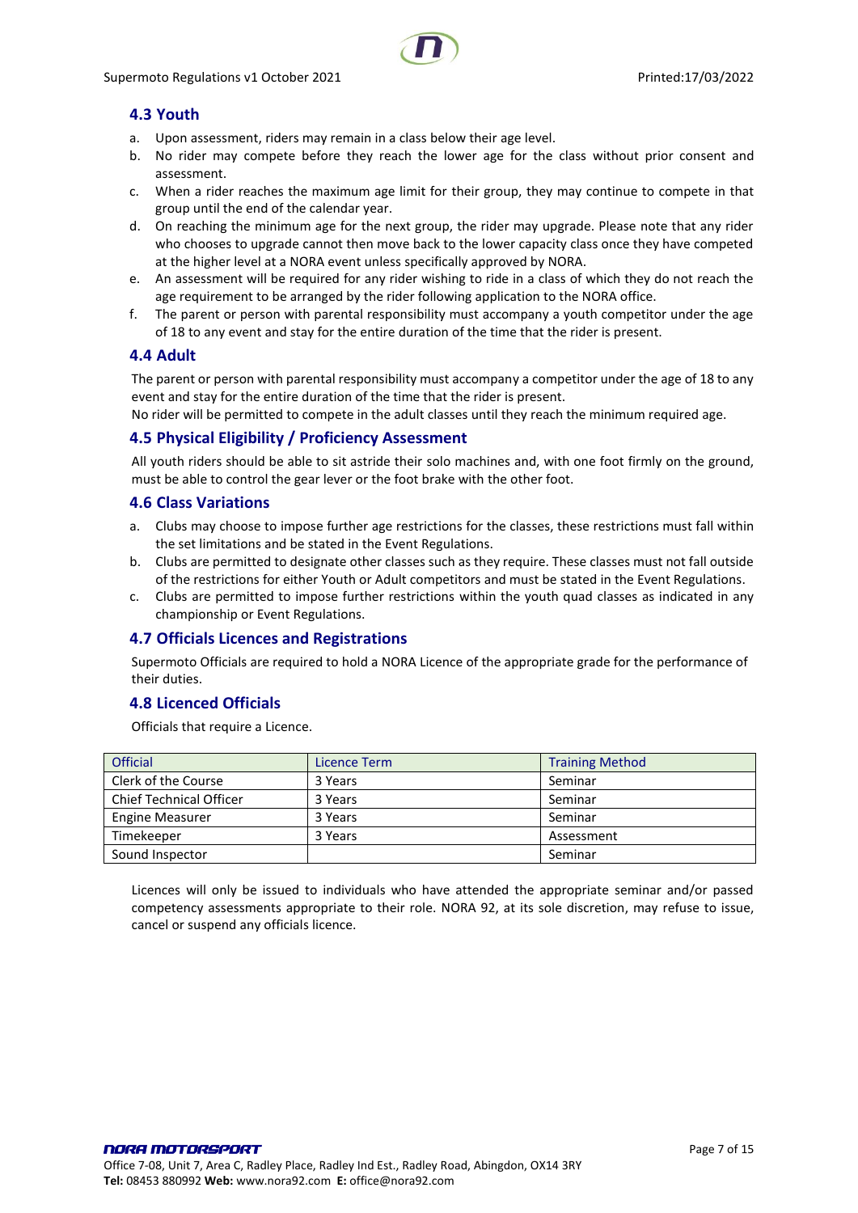## 4.3 Youth

a. Upon assessment, riders may remain in a class below their age level.
b. No rider may compete before they reach the lower age for the class without prior consent and assessment.
c. When a rider reaches the maximum age limit for their group, they may continue to compete in that group until the end of the calendar year.
d. On reaching the minimum age for the next group, the rider may upgrade. Please note that any rider who chooses to upgrade cannot then move back to the lower capacity class once they have competed at the higher level at a NORA event unless specifically approved by NORA.
e. An assessment will be required for any rider wishing to ride in a class of which they do not reach the age requirement to be arranged by the rider following application to the NORA office.
f. The parent or person with parental responsibility must accompany a youth competitor under the age of 18 to any event and stay for the entire duration of the time that the rider is present.

## 4.4 Adult

The parent or person with parental responsibility must accompany a competitor under the age of 18 to any event and stay for the entire duration of the time that the rider is present.
No rider will be permitted to compete in the adult classes until they reach the minimum required age.

## 4.5 Physical Eligibility / Proficiency Assessment

All youth riders should be able to sit astride their solo machines and, with one foot firmly on the ground, must be able to control the gear lever or the foot brake with the other foot.

## 4.6 Class Variations

a. Clubs may choose to impose further age restrictions for the classes, these restrictions must fall within the set limitations and be stated in the Event Regulations.
b. Clubs are permitted to designate other classes such as they require. These classes must not fall outside of the restrictions for either Youth or Adult competitors and must be stated in the Event Regulations.
c. Clubs are permitted to impose further restrictions within the youth quad classes as indicated in any championship or Event Regulations.

## 4.7 Officials Licences and Registrations

Supermoto Officials are required to hold a NORA Licence of the appropriate grade for the performance of their duties.

## 4.8 Licenced Officials

Officials that require a Licence.

| Official | Licence Term | Training Method |
|---|---|---|
| Clerk of the Course | 3 Years | Seminar |
| Chief Technical Officer | 3 Years | Seminar |
| Engine Measurer | 3 Years | Seminar |
| Timekeeper | 3 Years | Assessment |
| Sound Inspector | | Seminar |

Licences will only be issued to individuals who have attended the appropriate seminar and/or passed competency assessments appropriate to their role. NORA 92, at its sole discretion, may refuse to issue, cancel or suspend any officials licence.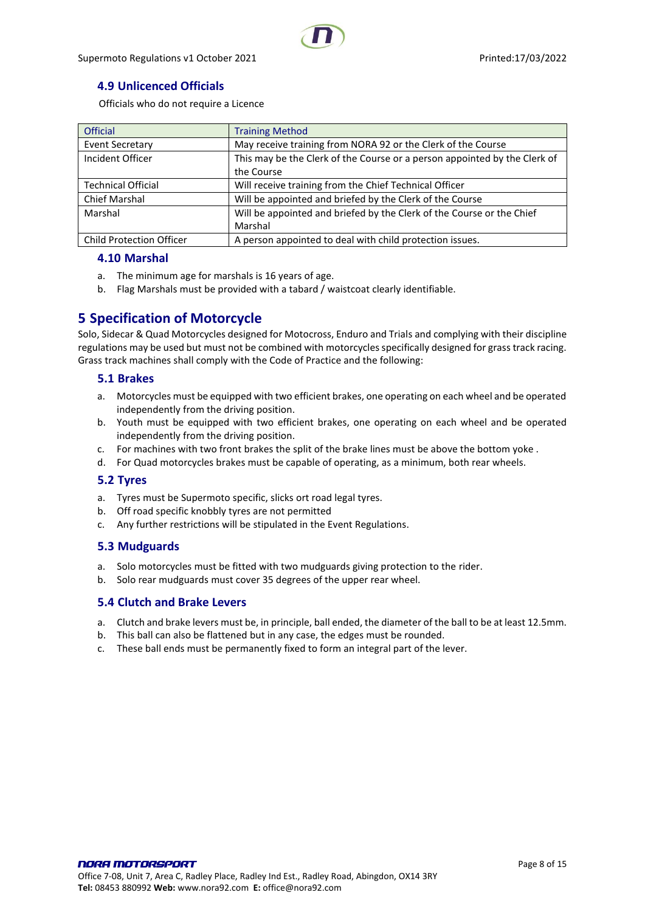### 4.9 Unlicenced Officials

Officials who do not require a Licence

| Official | Training Method |
| --- | --- |
| Event Secretary | May receive training from NORA 92 or the Clerk of the Course |
| Incident Officer | This may be the Clerk of the Course or a person appointed by the Clerk of the Course |
| Technical Official | Will receive training from the Chief Technical Officer |
| Chief Marshal | Will be appointed and briefed by the Clerk of the Course |
| Marshal | Will be appointed and briefed by the Clerk of the Course or the Chief Marshal |
| Child Protection Officer | A person appointed to deal with child protection issues. |

### 4.10 Marshal

a. The minimum age for marshals is 16 years of age.
b. Flag Marshals must be provided with a tabard / waistcoat clearly identifiable.

## 5 Specification of Motorcycle

Solo, Sidecar & Quad Motorcycles designed for Motocross, Enduro and Trials and complying with their discipline regulations may be used but must not be combined with motorcycles specifically designed for grass track racing. Grass track machines shall comply with the Code of Practice and the following:

### 5.1 Brakes

a. Motorcycles must be equipped with two efficient brakes, one operating on each wheel and be operated independently from the driving position.
b. Youth must be equipped with two efficient brakes, one operating on each wheel and be operated independently from the driving position.
c. For machines with two front brakes the split of the brake lines must be above the bottom yoke .
d. For Quad motorcycles brakes must be capable of operating, as a minimum, both rear wheels.

### 5.2 Tyres

a. Tyres must be Supermoto specific, slicks ort road legal tyres.
b. Off road specific knobbly tyres are not permitted
c. Any further restrictions will be stipulated in the Event Regulations.

### 5.3 Mudguards

a. Solo motorcycles must be fitted with two mudguards giving protection to the rider.
b. Solo rear mudguards must cover 35 degrees of the upper rear wheel.

### 5.4 Clutch and Brake Levers

a. Clutch and brake levers must be, in principle, ball ended, the diameter of the ball to be at least 12.5mm.
b. This ball can also be flattened but in any case, the edges must be rounded.
c. These ball ends must be permanently fixed to form an integral part of the lever.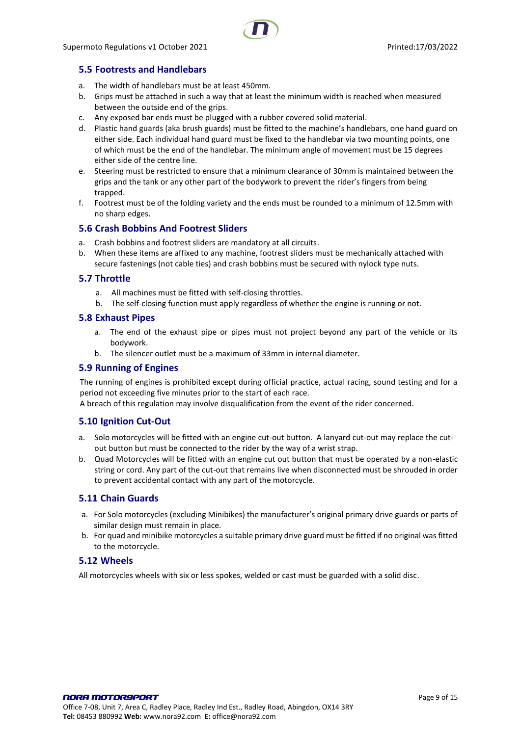## 5.5 Footrests and Handlebars

a. The width of handlebars must be at least 450mm.
b. Grips must be attached in such a way that at least the minimum width is reached when measured between the outside end of the grips.
c. Any exposed bar ends must be plugged with a rubber covered solid material.
d. Plastic hand guards (aka brush guards) must be fitted to the machine's handlebars, one hand guard on either side. Each individual hand guard must be fixed to the handlebar via two mounting points, one of which must be the end of the handlebar. The minimum angle of movement must be 15 degrees either side of the centre line.
e. Steering must be restricted to ensure that a minimum clearance of 30mm is maintained between the grips and the tank or any other part of the bodywork to prevent the rider's fingers from being trapped.
f. Footrest must be of the folding variety and the ends must be rounded to a minimum of 12.5mm with no sharp edges.

## 5.6 Crash Bobbins And Footrest Sliders

a. Crash bobbins and footrest sliders are mandatory at all circuits.
b. When these items are affixed to any machine, footrest sliders must be mechanically attached with secure fastenings (not cable ties) and crash bobbins must be secured with nylock type nuts.

## 5.7 Throttle

a. All machines must be fitted with self-closing throttles.
b. The self-closing function must apply regardless of whether the engine is running or not.

## 5.8 Exhaust Pipes

a. The end of the exhaust pipe or pipes must not project beyond any part of the vehicle or its bodywork.
b. The silencer outlet must be a maximum of 33mm in internal diameter.

## 5.9 Running of Engines

The running of engines is prohibited except during official practice, actual racing, sound testing and for a period not exceeding five minutes prior to the start of each race.
A breach of this regulation may involve disqualification from the event of the rider concerned.

## 5.10 Ignition Cut-Out

a. Solo motorcycles will be fitted with an engine cut-out button. A lanyard cut-out may replace the cut-out button but must be connected to the rider by the way of a wrist strap.
b. Quad Motorcycles will be fitted with an engine cut out button that must be operated by a non-elastic string or cord. Any part of the cut-out that remains live when disconnected must be shrouded in order to prevent accidental contact with any part of the motorcycle.

## 5.11 Chain Guards

a. For Solo motorcycles (excluding Minibikes) the manufacturer's original primary drive guards or parts of similar design must remain in place.
b. For quad and minibike motorcycles a suitable primary drive guard must be fitted if no original was fitted to the motorcycle.

## 5.12 Wheels

All motorcycles wheels with six or less spokes, welded or cast must be guarded with a solid disc.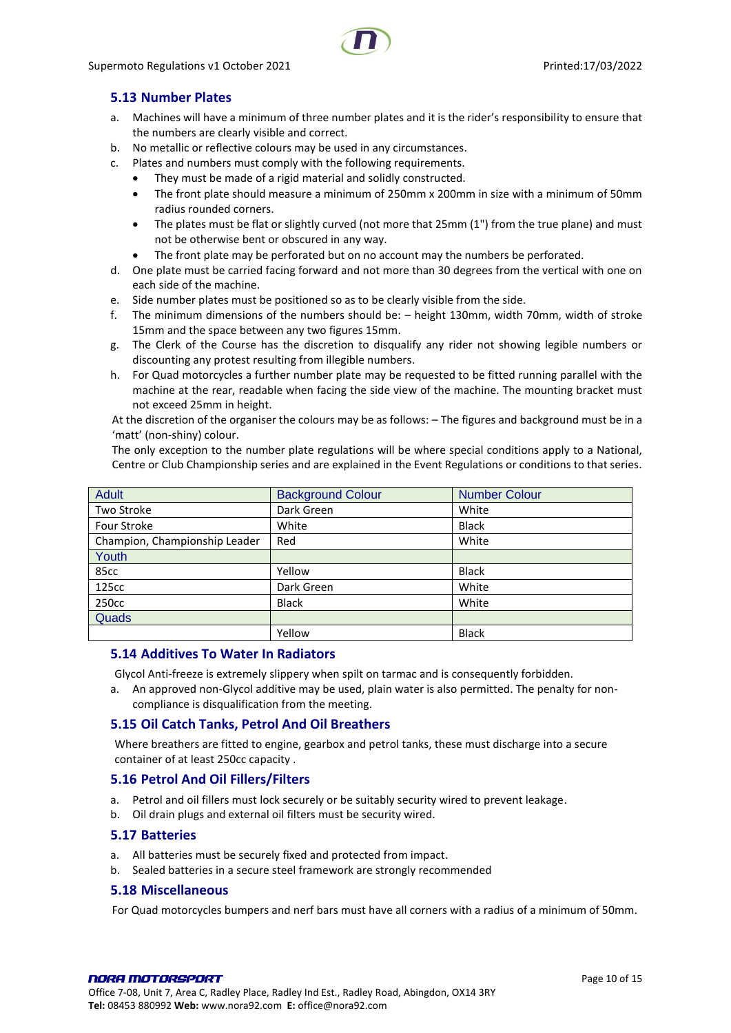## 5.13 Number Plates

a. Machines will have a minimum of three number plates and it is the rider's responsibility to ensure that the numbers are clearly visible and correct.
b. No metallic or reflective colours may be used in any circumstances.
c. Plates and numbers must comply with the following requirements.
   - They must be made of a rigid material and solidly constructed.
   - The front plate should measure a minimum of 250mm x 200mm in size with a minimum of 50mm radius rounded corners.
   - The plates must be flat or slightly curved (not more that 25mm (1") from the true plane) and must not be otherwise bent or obscured in any way.
   - The front plate may be perforated but on no account may the numbers be perforated.
d. One plate must be carried facing forward and not more than 30 degrees from the vertical with one on each side of the machine.
e. Side number plates must be positioned so as to be clearly visible from the side.
f. The minimum dimensions of the numbers should be: – height 130mm, width 70mm, width of stroke 15mm and the space between any two figures 15mm.
g. The Clerk of the Course has the discretion to disqualify any rider not showing legible numbers or discounting any protest resulting from illegible numbers.
h. For Quad motorcycles a further number plate may be requested to be fitted running parallel with the machine at the rear, readable when facing the side view of the machine. The mounting bracket must not exceed 25mm in height.

At the discretion of the organiser the colours may be as follows: – The figures and background must be in a 'matt' (non-shiny) colour.

The only exception to the number plate regulations will be where special conditions apply to a National, Centre or Club Championship series and are explained in the Event Regulations or conditions to that series.

| Adult | Background Colour | Number Colour |
|---|---|---|
| Two Stroke | Dark Green | White |
| Four Stroke | White | Black |
| Champion, Championship Leader | Red | White |
| Youth | | |
| 85cc | Yellow | Black |
| 125cc | Dark Green | White |
| 250cc | Black | White |
| Quads | | |
| | Yellow | Black |

## 5.14 Additives To Water In Radiators

Glycol Anti-freeze is extremely slippery when spilt on tarmac and is consequently forbidden.

a. An approved non-Glycol additive may be used, plain water is also permitted. The penalty for non-compliance is disqualification from the meeting.

## 5.15 Oil Catch Tanks, Petrol And Oil Breathers

Where breathers are fitted to engine, gearbox and petrol tanks, these must discharge into a secure container of at least 250cc capacity .

## 5.16 Petrol And Oil Fillers/Filters

a. Petrol and oil fillers must lock securely or be suitably security wired to prevent leakage.
b. Oil drain plugs and external oil filters must be security wired.

## 5.17 Batteries

a. All batteries must be securely fixed and protected from impact.
b. Sealed batteries in a secure steel framework are strongly recommended

## 5.18 Miscellaneous

For Quad motorcycles bumpers and nerf bars must have all corners with a radius of a minimum of 50mm.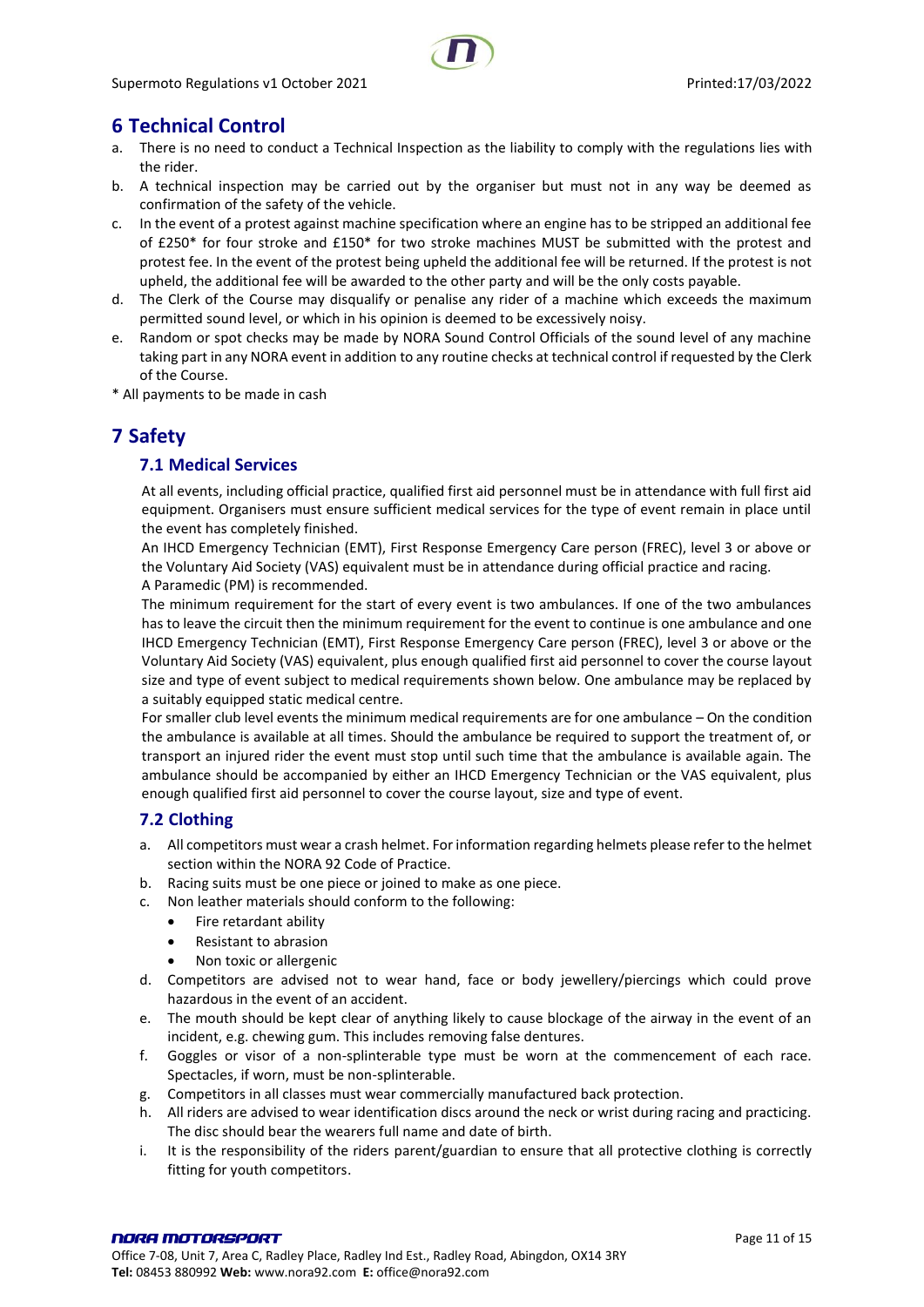## 6 Technical Control

a. There is no need to conduct a Technical Inspection as the liability to comply with the regulations lies with the rider.
b. A technical inspection may be carried out by the organiser but must not in any way be deemed as confirmation of the safety of the vehicle.
c. In the event of a protest against machine specification where an engine has to be stripped an additional fee of £250* for four stroke and £150* for two stroke machines MUST be submitted with the protest and protest fee. In the event of the protest being upheld the additional fee will be returned. If the protest is not upheld, the additional fee will be awarded to the other party and will be the only costs payable.
d. The Clerk of the Course may disqualify or penalise any rider of a machine which exceeds the maximum permitted sound level, or which in his opinion is deemed to be excessively noisy.
e. Random or spot checks may be made by NORA Sound Control Officials of the sound level of any machine taking part in any NORA event in addition to any routine checks at technical control if requested by the Clerk of the Course.

* All payments to be made in cash

## 7 Safety

### 7.1 Medical Services

At all events, including official practice, qualified first aid personnel must be in attendance with full first aid equipment. Organisers must ensure sufficient medical services for the type of event remain in place until the event has completely finished.

An IHCD Emergency Technician (EMT), First Response Emergency Care person (FREC), level 3 or above or the Voluntary Aid Society (VAS) equivalent must be in attendance during official practice and racing.

A Paramedic (PM) is recommended.

The minimum requirement for the start of every event is two ambulances. If one of the two ambulances has to leave the circuit then the minimum requirement for the event to continue is one ambulance and one IHCD Emergency Technician (EMT), First Response Emergency Care person (FREC), level 3 or above or the Voluntary Aid Society (VAS) equivalent, plus enough qualified first aid personnel to cover the course layout size and type of event subject to medical requirements shown below. One ambulance may be replaced by a suitably equipped static medical centre.

For smaller club level events the minimum medical requirements are for one ambulance – On the condition the ambulance is available at all times. Should the ambulance be required to support the treatment of, or transport an injured rider the event must stop until such time that the ambulance is available again. The ambulance should be accompanied by either an IHCD Emergency Technician or the VAS equivalent, plus enough qualified first aid personnel to cover the course layout, size and type of event.

### 7.2 Clothing

a. All competitors must wear a crash helmet. For information regarding helmets please refer to the helmet section within the NORA 92 Code of Practice.
b. Racing suits must be one piece or joined to make as one piece.
c. Non leather materials should conform to the following:
    - Fire retardant ability
    - Resistant to abrasion
    - Non toxic or allergenic
d. Competitors are advised not to wear hand, face or body jewellery/piercings which could prove hazardous in the event of an accident.
e. The mouth should be kept clear of anything likely to cause blockage of the airway in the event of an incident, e.g. chewing gum. This includes removing false dentures.
f. Goggles or visor of a non-splinterable type must be worn at the commencement of each race. Spectacles, if worn, must be non-splinterable.
g. Competitors in all classes must wear commercially manufactured back protection.
h. All riders are advised to wear identification discs around the neck or wrist during racing and practicing. The disc should bear the wearers full name and date of birth.
i. It is the responsibility of the riders parent/guardian to ensure that all protective clothing is correctly fitting for youth competitors.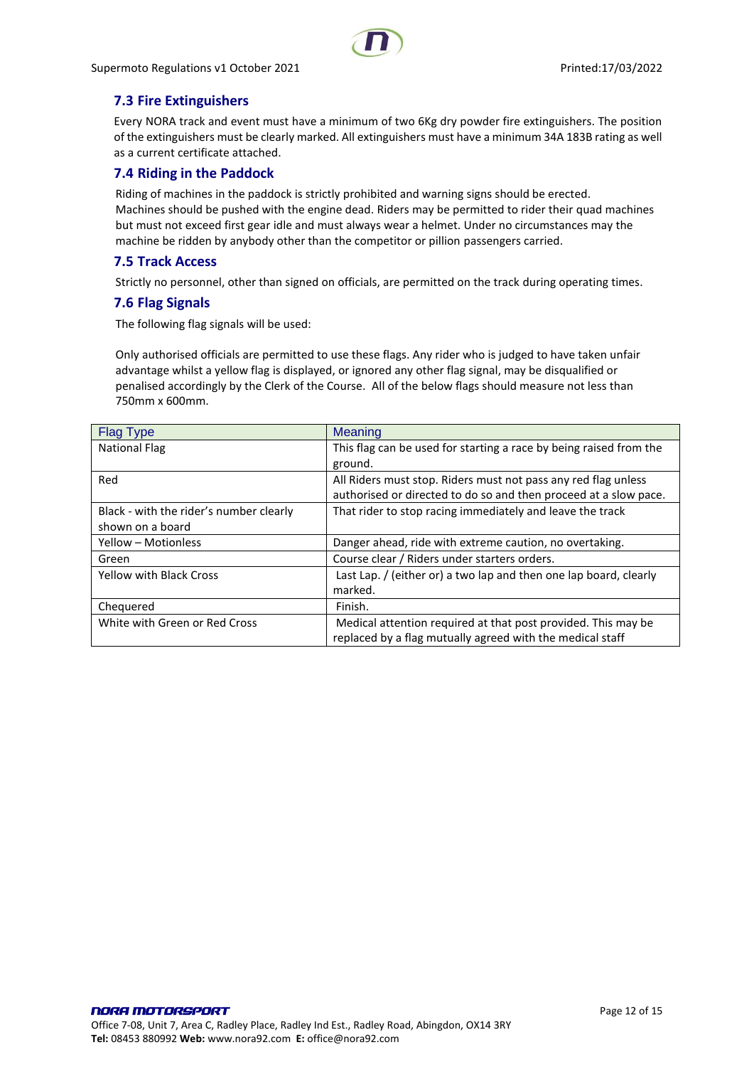### 7.3 Fire Extinguishers

Every NORA track and event must have a minimum of two 6Kg dry powder fire extinguishers. The position of the extinguishers must be clearly marked. All extinguishers must have a minimum 34A 183B rating as well as a current certificate attached.

### 7.4 Riding in the Paddock

Riding of machines in the paddock is strictly prohibited and warning signs should be erected. Machines should be pushed with the engine dead. Riders may be permitted to rider their quad machines but must not exceed first gear idle and must always wear a helmet. Under no circumstances may the machine be ridden by anybody other than the competitor or pillion passengers carried.

### 7.5 Track Access

Strictly no personnel, other than signed on officials, are permitted on the track during operating times.

### 7.6 Flag Signals

The following flag signals will be used:

Only authorised officials are permitted to use these flags. Any rider who is judged to have taken unfair advantage whilst a yellow flag is displayed, or ignored any other flag signal, may be disqualified or penalised accordingly by the Clerk of the Course. All of the below flags should measure not less than 750mm x 600mm.

| Flag Type | Meaning |
|---|---|
| National Flag | This flag can be used for starting a race by being raised from the ground. |
| Red | All Riders must stop. Riders must not pass any red flag unless authorised or directed to do so and then proceed at a slow pace. |
| Black - with the rider's number clearly shown on a board | That rider to stop racing immediately and leave the track |
| Yellow – Motionless | Danger ahead, ride with extreme caution, no overtaking. |
| Green | Course clear / Riders under starters orders. |
| Yellow with Black Cross | Last Lap. / (either or) a two lap and then one lap board, clearly marked. |
| Chequered | Finish. |
| White with Green or Red Cross | Medical attention required at that post provided. This may be replaced by a flag mutually agreed with the medical staff |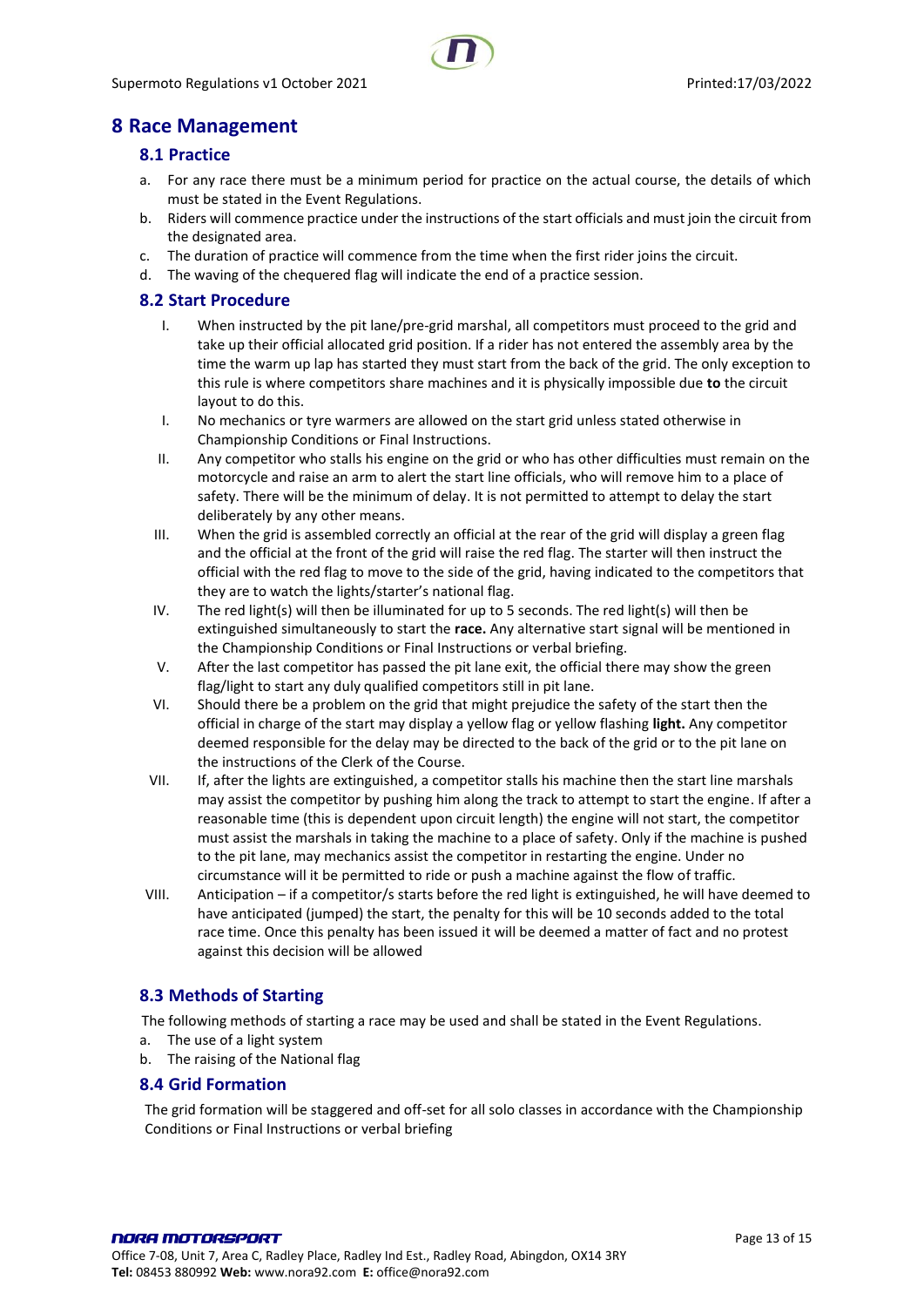# 8 Race Management

## 8.1 Practice

a. For any race there must be a minimum period for practice on the actual course, the details of which must be stated in the Event Regulations.

b. Riders will commence practice under the instructions of the start officials and must join the circuit from the designated area.

c. The duration of practice will commence from the time when the first rider joins the circuit.

d. The waving of the chequered flag will indicate the end of a practice session.

## 8.2 Start Procedure

I. When instructed by the pit lane/pre-grid marshal, all competitors must proceed to the grid and take up their official allocated grid position. If a rider has not entered the assembly area by the time the warm up lap has started they must start from the back of the grid. The only exception to this rule is where competitors share machines and it is physically impossible due **to** the circuit layout to do this.

I. No mechanics or tyre warmers are allowed on the start grid unless stated otherwise in Championship Conditions or Final Instructions.

II. Any competitor who stalls his engine on the grid or who has other difficulties must remain on the motorcycle and raise an arm to alert the start line officials, who will remove him to a place of safety. There will be the minimum of delay. It is not permitted to attempt to delay the start deliberately by any other means.

III. When the grid is assembled correctly an official at the rear of the grid will display a green flag and the official at the front of the grid will raise the red flag. The starter will then instruct the official with the red flag to move to the side of the grid, having indicated to the competitors that they are to watch the lights/starter's national flag.

IV. The red light(s) will then be illuminated for up to 5 seconds. The red light(s) will then be extinguished simultaneously to start the **race.** Any alternative start signal will be mentioned in the Championship Conditions or Final Instructions or verbal briefing.

V. After the last competitor has passed the pit lane exit, the official there may show the green flag/light to start any duly qualified competitors still in pit lane.

VI. Should there be a problem on the grid that might prejudice the safety of the start then the official in charge of the start may display a yellow flag or yellow flashing **light.** Any competitor deemed responsible for the delay may be directed to the back of the grid or to the pit lane on the instructions of the Clerk of the Course.

VII. If, after the lights are extinguished, a competitor stalls his machine then the start line marshals may assist the competitor by pushing him along the track to attempt to start the engine. If after a reasonable time (this is dependent upon circuit length) the engine will not start, the competitor must assist the marshals in taking the machine to a place of safety. Only if the machine is pushed to the pit lane, may mechanics assist the competitor in restarting the engine. Under no circumstance will it be permitted to ride or push a machine against the flow of traffic.

VIII. Anticipation – if a competitor/s starts before the red light is extinguished, he will have deemed to have anticipated (jumped) the start, the penalty for this will be 10 seconds added to the total race time. Once this penalty has been issued it will be deemed a matter of fact and no protest against this decision will be allowed

## 8.3 Methods of Starting

The following methods of starting a race may be used and shall be stated in the Event Regulations.

a. The use of a light system

b. The raising of the National flag

## 8.4 Grid Formation

The grid formation will be staggered and off-set for all solo classes in accordance with the Championship Conditions or Final Instructions or verbal briefing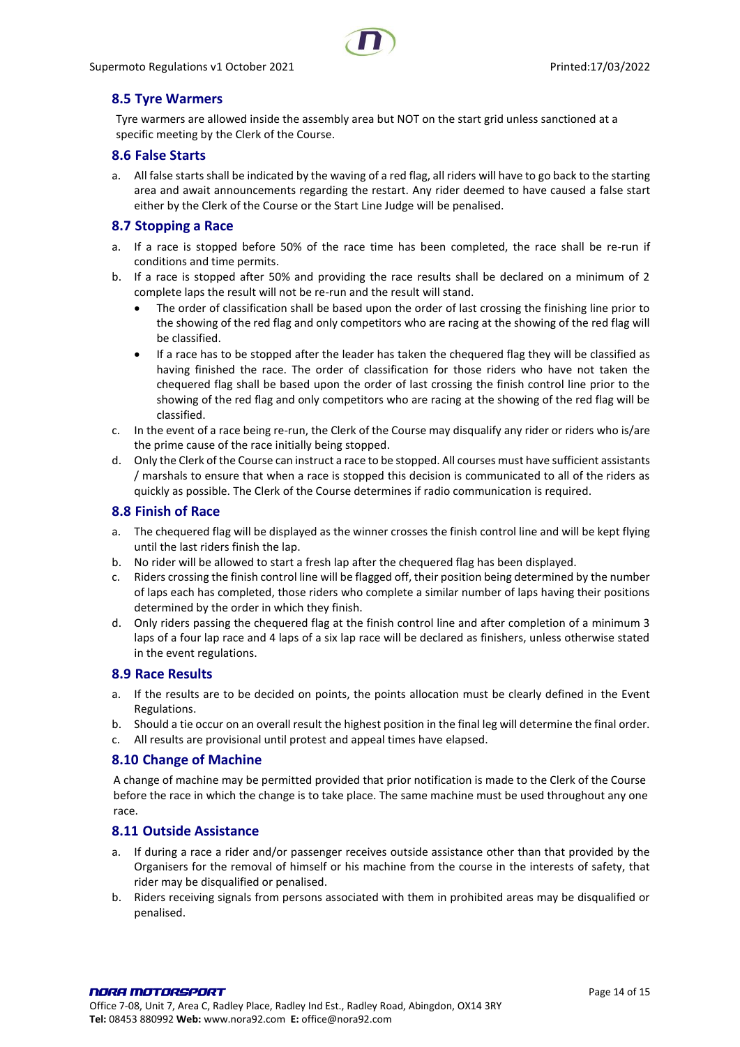## 8.5 Tyre Warmers

Tyre warmers are allowed inside the assembly area but NOT on the start grid unless sanctioned at a specific meeting by the Clerk of the Course.

## 8.6 False Starts

a. All false starts shall be indicated by the waving of a red flag, all riders will have to go back to the starting area and await announcements regarding the restart. Any rider deemed to have caused a false start either by the Clerk of the Course or the Start Line Judge will be penalised.

## 8.7 Stopping a Race

a. If a race is stopped before 50% of the race time has been completed, the race shall be re-run if conditions and time permits.
b. If a race is stopped after 50% and providing the race results shall be declared on a minimum of 2 complete laps the result will not be re-run and the result will stand.
    - The order of classification shall be based upon the order of last crossing the finishing line prior to the showing of the red flag and only competitors who are racing at the showing of the red flag will be classified.
    - If a race has to be stopped after the leader has taken the chequered flag they will be classified as having finished the race. The order of classification for those riders who have not taken the chequered flag shall be based upon the order of last crossing the finish control line prior to the showing of the red flag and only competitors who are racing at the showing of the red flag will be classified.
c. In the event of a race being re-run, the Clerk of the Course may disqualify any rider or riders who is/are the prime cause of the race initially being stopped.
d. Only the Clerk of the Course can instruct a race to be stopped. All courses must have sufficient assistants / marshals to ensure that when a race is stopped this decision is communicated to all of the riders as quickly as possible. The Clerk of the Course determines if radio communication is required.

## 8.8 Finish of Race

a. The chequered flag will be displayed as the winner crosses the finish control line and will be kept flying until the last riders finish the lap.
b. No rider will be allowed to start a fresh lap after the chequered flag has been displayed.
c. Riders crossing the finish control line will be flagged off, their position being determined by the number of laps each has completed, those riders who complete a similar number of laps having their positions determined by the order in which they finish.
d. Only riders passing the chequered flag at the finish control line and after completion of a minimum 3 laps of a four lap race and 4 laps of a six lap race will be declared as finishers, unless otherwise stated in the event regulations.

## 8.9 Race Results

a. If the results are to be decided on points, the points allocation must be clearly defined in the Event Regulations.
b. Should a tie occur on an overall result the highest position in the final leg will determine the final order.
c. All results are provisional until protest and appeal times have elapsed.

## 8.10 Change of Machine

A change of machine may be permitted provided that prior notification is made to the Clerk of the Course before the race in which the change is to take place. The same machine must be used throughout any one race.

## 8.11 Outside Assistance

a. If during a race a rider and/or passenger receives outside assistance other than that provided by the Organisers for the removal of himself or his machine from the course in the interests of safety, that rider may be disqualified or penalised.
b. Riders receiving signals from persons associated with them in prohibited areas may be disqualified or penalised.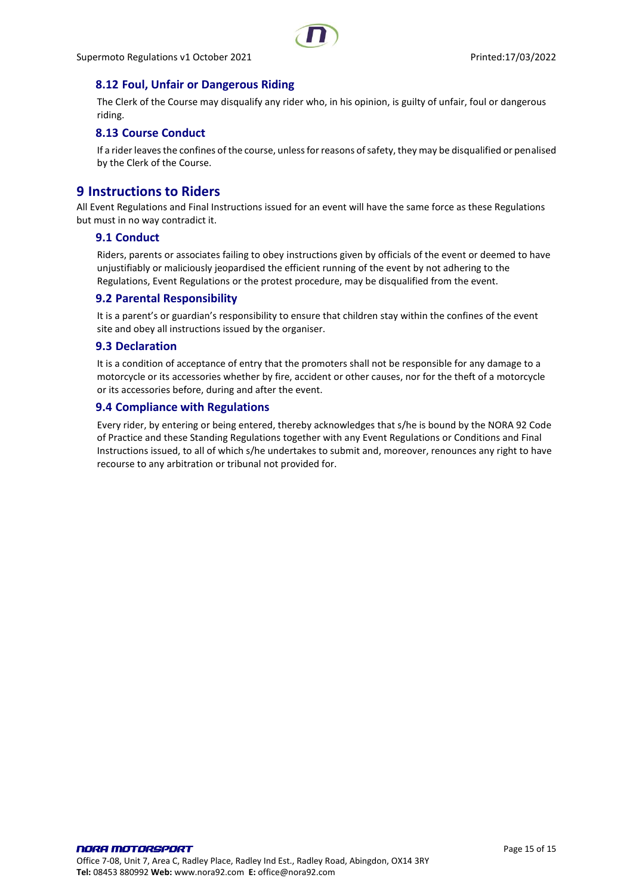### 8.12 Foul, Unfair or Dangerous Riding

The Clerk of the Course may disqualify any rider who, in his opinion, is guilty of unfair, foul or dangerous riding.

### 8.13 Course Conduct

If a rider leaves the confines of the course, unless for reasons of safety, they may be disqualified or penalised by the Clerk of the Course.

## 9 Instructions to Riders

All Event Regulations and Final Instructions issued for an event will have the same force as these Regulations but must in no way contradict it.

### 9.1 Conduct

Riders, parents or associates failing to obey instructions given by officials of the event or deemed to have unjustifiably or maliciously jeopardised the efficient running of the event by not adhering to the Regulations, Event Regulations or the protest procedure, may be disqualified from the event.

### 9.2 Parental Responsibility

It is a parent's or guardian's responsibility to ensure that children stay within the confines of the event site and obey all instructions issued by the organiser.

### 9.3 Declaration

It is a condition of acceptance of entry that the promoters shall not be responsible for any damage to a motorcycle or its accessories whether by fire, accident or other causes, nor for the theft of a motorcycle or its accessories before, during and after the event.

### 9.4 Compliance with Regulations

Every rider, by entering or being entered, thereby acknowledges that s/he is bound by the NORA 92 Code of Practice and these Standing Regulations together with any Event Regulations or Conditions and Final Instructions issued, to all of which s/he undertakes to submit and, moreover, renounces any right to have recourse to any arbitration or tribunal not provided for.